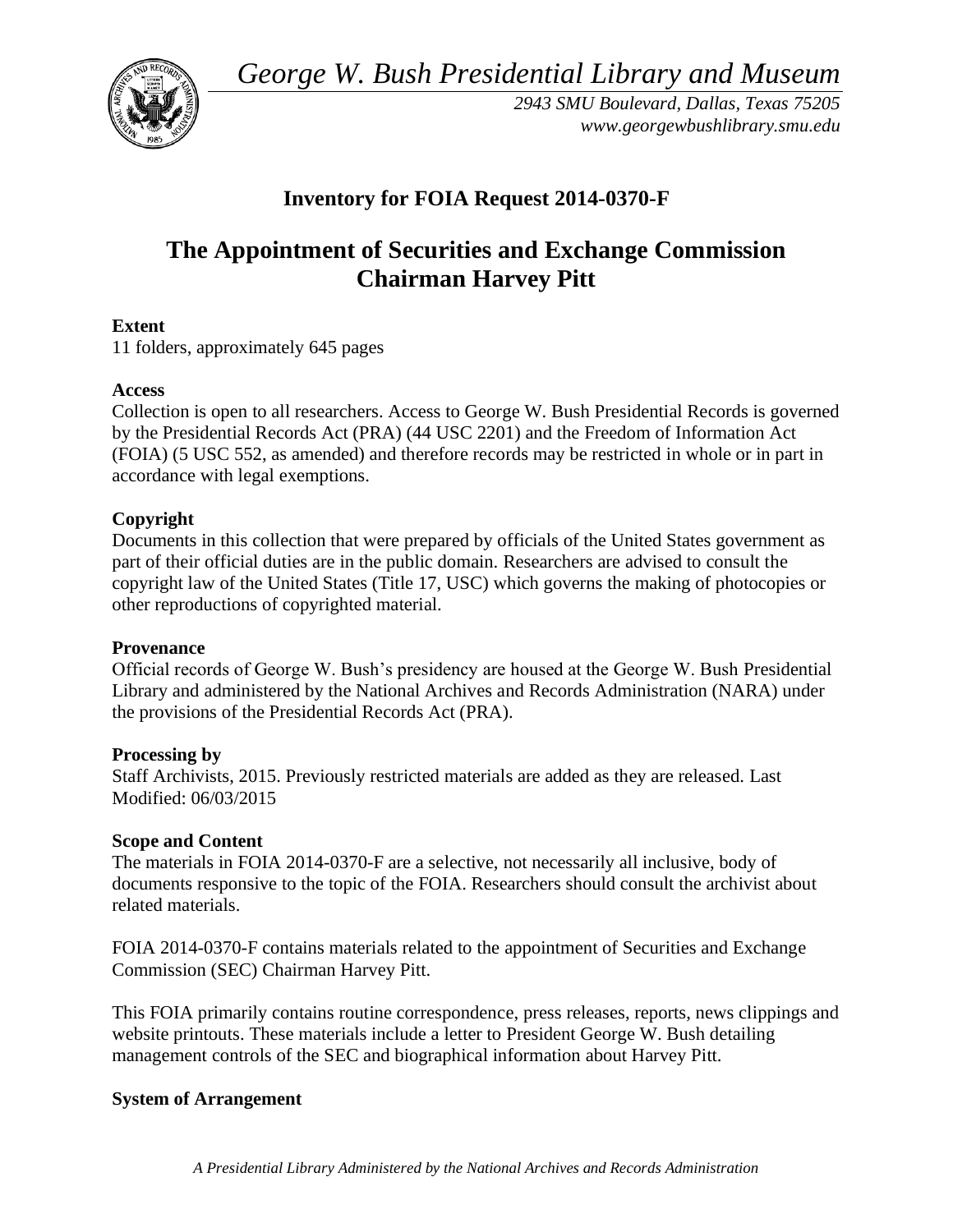*George W. Bush Presidential Library and Museum*

*2943 SMU Boulevard, Dallas, Texas 75205*
*www.georgewbushlibrary.smu.edu*

## Inventory for FOIA Request 2014-0370-F

# The Appointment of Securities and Exchange Commission Chairman Harvey Pitt

**Extent**
11 folders, approximately 645 pages

**Access**
Collection is open to all researchers. Access to George W. Bush Presidential Records is governed by the Presidential Records Act (PRA) (44 USC 2201) and the Freedom of Information Act (FOIA) (5 USC 552, as amended) and therefore records may be restricted in whole or in part in accordance with legal exemptions.

**Copyright**
Documents in this collection that were prepared by officials of the United States government as part of their official duties are in the public domain. Researchers are advised to consult the copyright law of the United States (Title 17, USC) which governs the making of photocopies or other reproductions of copyrighted material.

**Provenance**
Official records of George W. Bush's presidency are housed at the George W. Bush Presidential Library and administered by the National Archives and Records Administration (NARA) under the provisions of the Presidential Records Act (PRA).

**Processing by**
Staff Archivists, 2015. Previously restricted materials are added as they are released. Last Modified: 06/03/2015

**Scope and Content**
The materials in FOIA 2014-0370-F are a selective, not necessarily all inclusive, body of documents responsive to the topic of the FOIA. Researchers should consult the archivist about related materials.

FOIA 2014-0370-F contains materials related to the appointment of Securities and Exchange Commission (SEC) Chairman Harvey Pitt.

This FOIA primarily contains routine correspondence, press releases, reports, news clippings and website printouts. These materials include a letter to President George W. Bush detailing management controls of the SEC and biographical information about Harvey Pitt.

**System of Arrangement**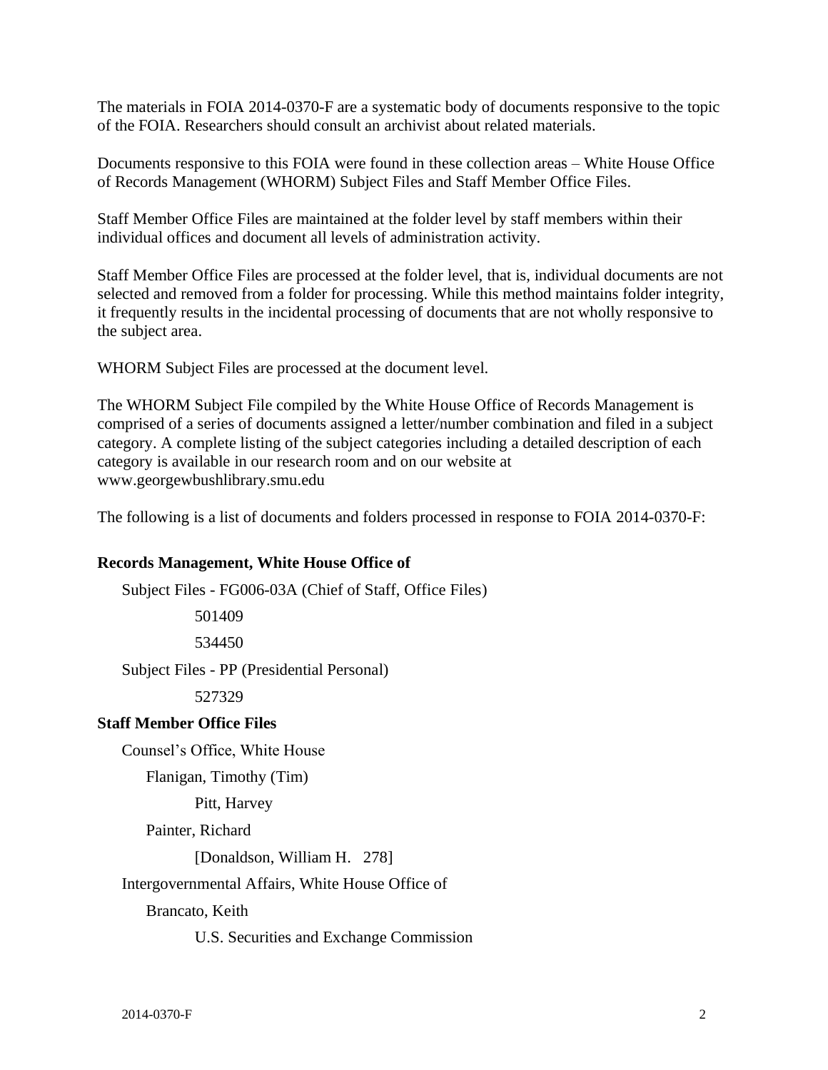The materials in FOIA 2014-0370-F are a systematic body of documents responsive to the topic of the FOIA. Researchers should consult an archivist about related materials.

Documents responsive to this FOIA were found in these collection areas – White House Office of Records Management (WHORM) Subject Files and Staff Member Office Files.

Staff Member Office Files are maintained at the folder level by staff members within their individual offices and document all levels of administration activity.

Staff Member Office Files are processed at the folder level, that is, individual documents are not selected and removed from a folder for processing. While this method maintains folder integrity, it frequently results in the incidental processing of documents that are not wholly responsive to the subject area.

WHORM Subject Files are processed at the document level.

The WHORM Subject File compiled by the White House Office of Records Management is comprised of a series of documents assigned a letter/number combination and filed in a subject category. A complete listing of the subject categories including a detailed description of each category is available in our research room and on our website at www.georgewbushlibrary.smu.edu

The following is a list of documents and folders processed in response to FOIA 2014-0370-F:

**Records Management, White House Office of**

- Subject Files - FG006-03A (Chief of Staff, Office Files)
    - 501409
    - 534450
- Subject Files - PP (Presidential Personal)
    - 527329

**Staff Member Office Files**

- Counsel's Office, White House
    - Flanigan, Timothy (Tim)
        - Pitt, Harvey
    - Painter, Richard
        - [Donaldson, William H. 278]
- Intergovernmental Affairs, White House Office of
    - Brancato, Keith
        - U.S. Securities and Exchange Commission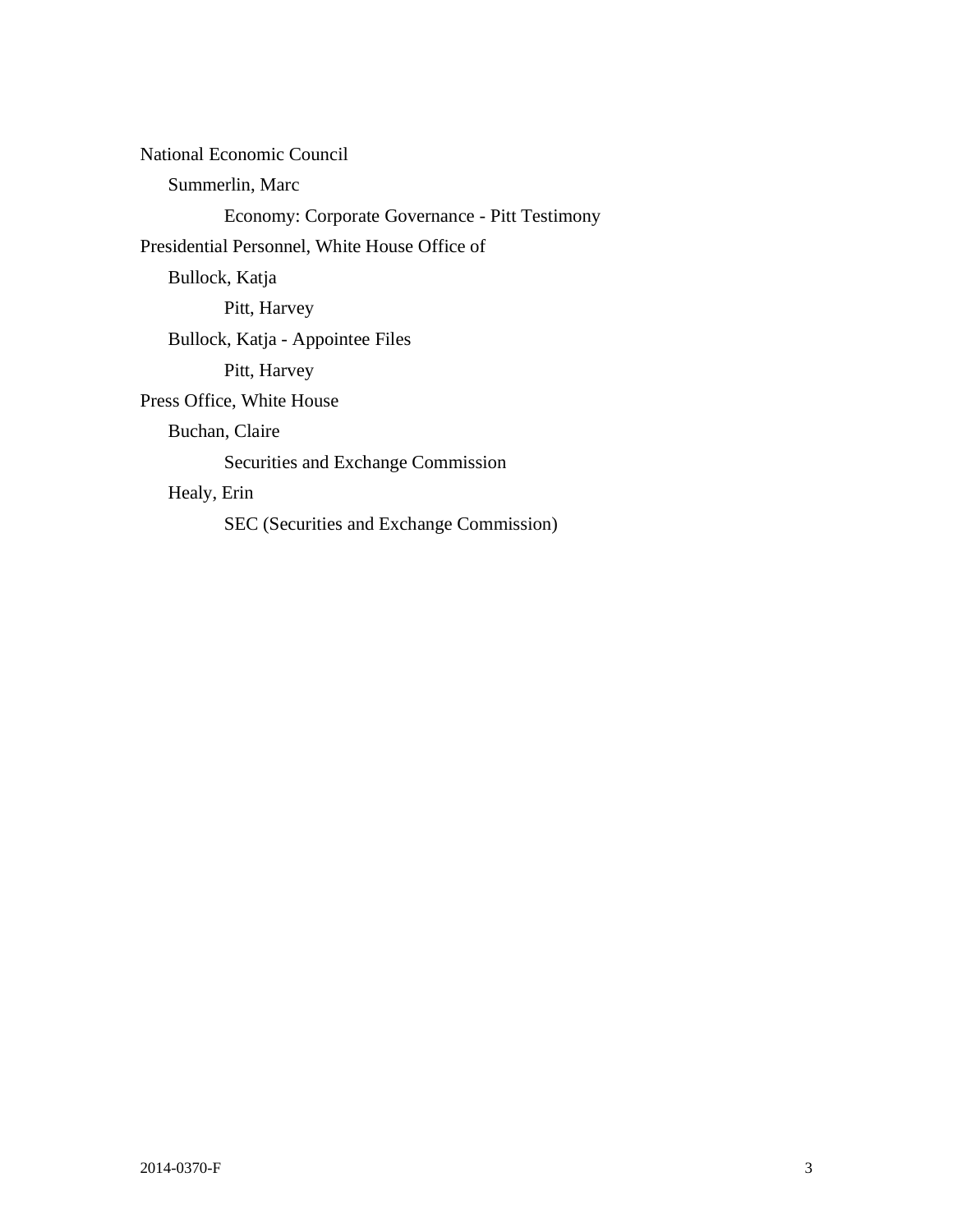National Economic Council

- Summerlin, Marc
  - Economy: Corporate Governance - Pitt Testimony

Presidential Personnel, White House Office of

- Bullock, Katja
  - Pitt, Harvey
- Bullock, Katja - Appointee Files
  - Pitt, Harvey

Press Office, White House

- Buchan, Claire
  - Securities and Exchange Commission
- Healy, Erin
  - SEC (Securities and Exchange Commission)